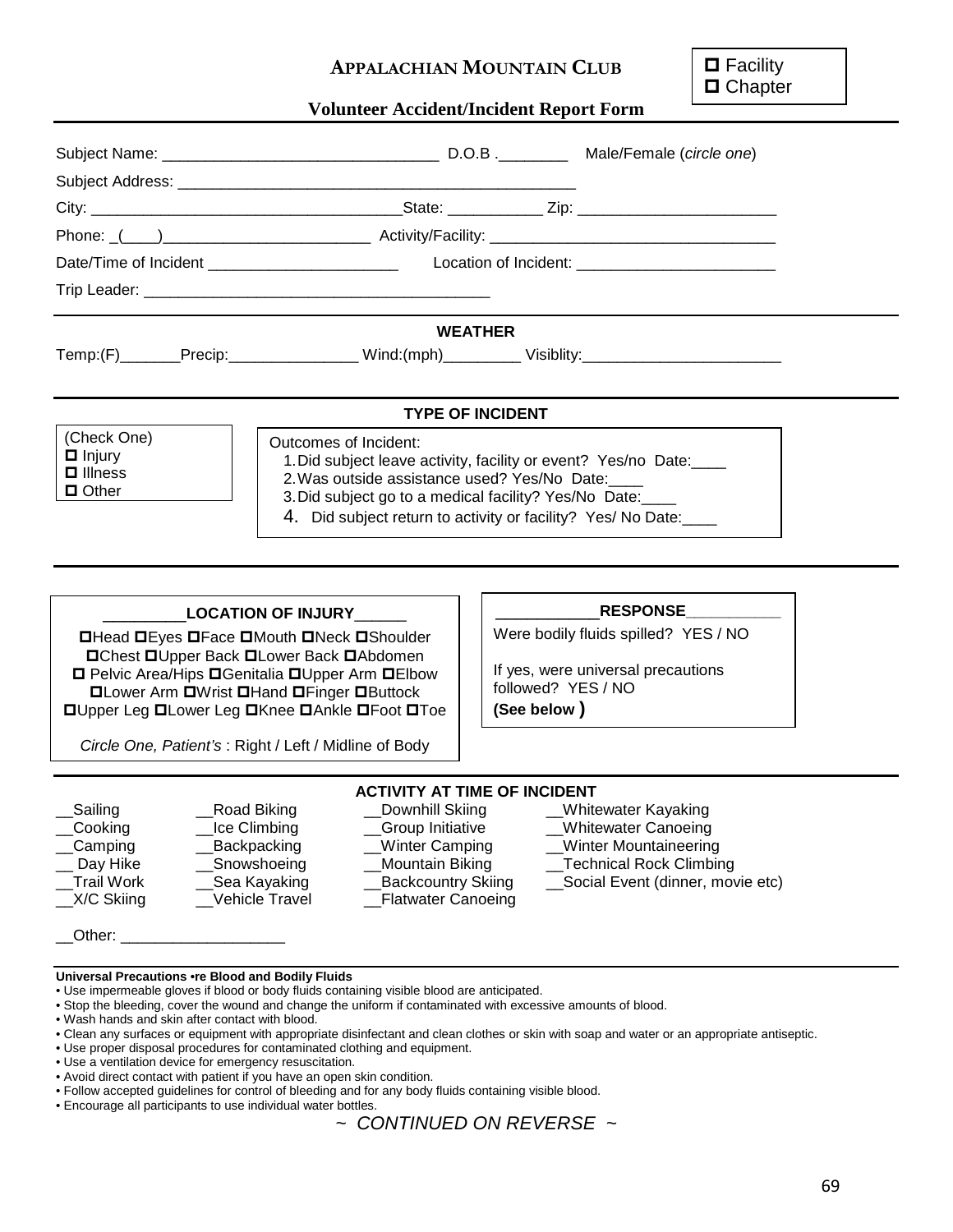**APPALACHIAN MOUNTAIN CLUB**

☐ Facility
☐ Chapter

## Volunteer Accident/Incident Report Form

Subject Name: ________________________________ D.O.B .________ Male/Female (*circle one*)

Subject Address: ______________________________________________

City: ____________________________________State: ___________ Zip: ______________________

Phone: _(____)________________________ Activity/Facility: _________________________________

Date/Time of Incident ______________________ Location of Incident: _______________________

Trip Leader: ________________________________________

### WEATHER

Temp:(F)_______Precip:_______________ Wind:(mph)_________ Visiblity:_______________________

### TYPE OF INCIDENT

(Check One)
☐ Injury
☐ Illness
☐ Other

Outcomes of Incident:
1. Did subject leave activity, facility or event? Yes/no Date:____
2. Was outside assistance used? Yes/No Date:____
3. Did subject go to a medical facility? Yes/No Date:____
4. Did subject return to activity or facility? Yes/ No Date:____

### _________LOCATION OF INJURY______

☐Head ☐Eyes ☐Face ☐Mouth ☐Neck ☐Shoulder
☐Chest ☐Upper Back ☐Lower Back ☐Abdomen
☐ Pelvic Area/Hips ☐Genitalia ☐Upper Arm ☐Elbow
☐Lower Arm ☐Wrist ☐Hand ☐Finger ☐Buttock
☐Upper Leg ☐Lower Leg ☐Knee ☐Ankle ☐Foot ☐Toe

*Circle One, Patient's* : Right / Left / Midline of Body

### ___________RESPONSE___________

Were bodily fluids spilled? YES / NO

If yes, were universal precautions followed? YES / NO
**(See below )**

### ACTIVITY AT TIME OF INCIDENT

| | | | |
|---|---|---|---|
| __Sailing | __Road Biking | __Downhill Skiing | __Whitewater Kayaking |
| __Cooking | __Ice Climbing | __Group Initiative | __Whitewater Canoeing |
| __Camping | __Backpacking | __Winter Camping | __Winter Mountaineering |
| __ Day Hike | __Snowshoeing | __Mountain Biking | __Technical Rock Climbing |
| __Trail Work | __Sea Kayaking | __Backcountry Skiing | __Social Event (dinner, movie etc) |
| __X/C Skiing | __Vehicle Travel | __Flatwater Canoeing | |

__Other: ___________________

**Universal Precautions •re Blood and Bodily Fluids**

- Use impermeable gloves if blood or body fluids containing visible blood are anticipated.
- Stop the bleeding, cover the wound and change the uniform if contaminated with excessive amounts of blood.
- Wash hands and skin after contact with blood.
- Clean any surfaces or equipment with appropriate disinfectant and clean clothes or skin with soap and water or an appropriate antiseptic.
- Use proper disposal procedures for contaminated clothing and equipment.
- Use a ventilation device for emergency resuscitation.
- Avoid direct contact with patient if you have an open skin condition.
- Follow accepted guidelines for control of bleeding and for any body fluids containing visible blood.
- Encourage all participants to use individual water bottles.

*~ CONTINUED ON REVERSE ~*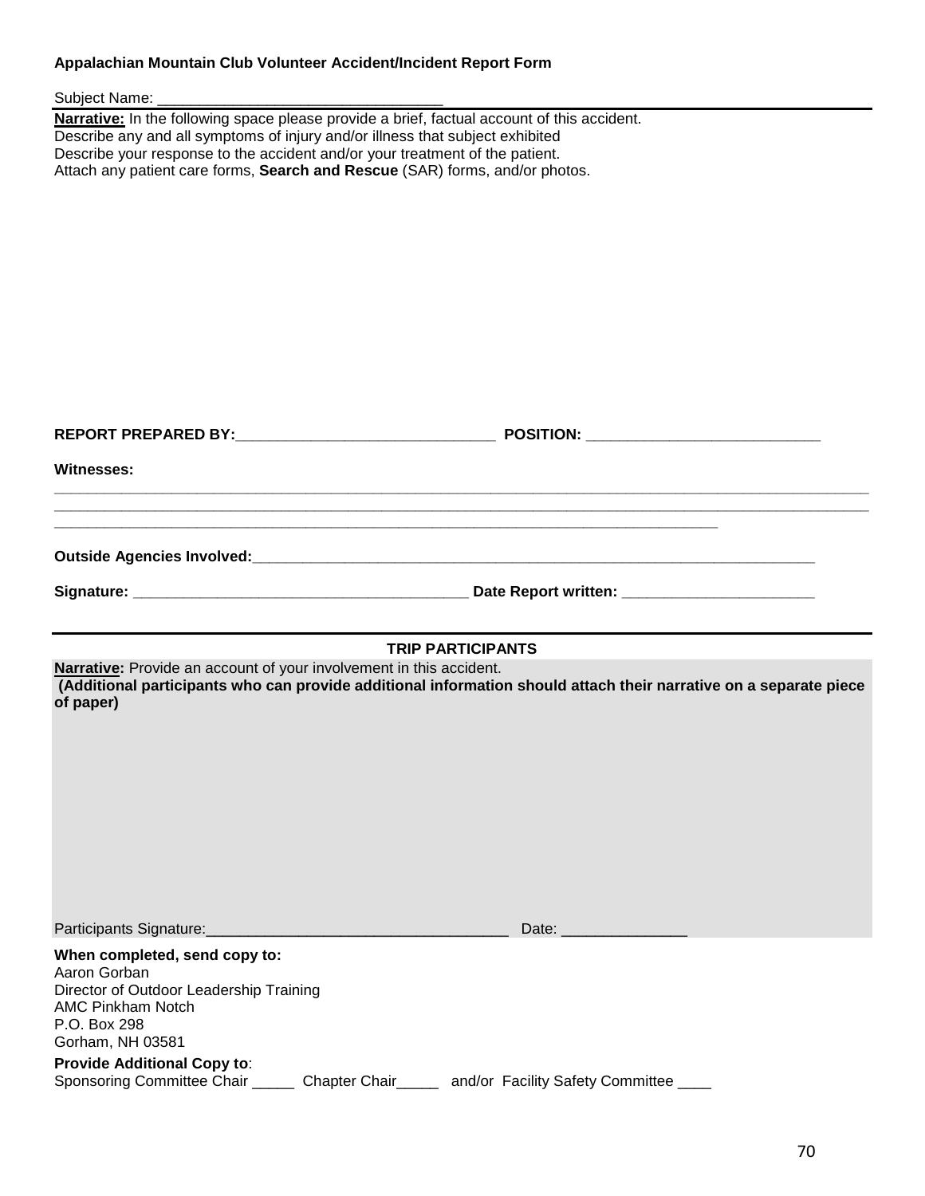**Appalachian Mountain Club Volunteer Accident/Incident Report Form**

Subject Name: _________________________________

**Narrative:** In the following space please provide a brief, factual account of this accident.
Describe any and all symptoms of injury and/or illness that subject exhibited
Describe your response to the accident and/or your treatment of the patient.
Attach any patient care forms, **Search and Rescue** (SAR) forms, and/or photos.

**REPORT PREPARED BY:**_______________________________ **POSITION:** ____________________________

**Witnesses:**

_____________________________________________________________________________________________________
_____________________________________________________________________________________________________
________________________________________________________________________________

**Outside Agencies Involved:**_________________________________________________________________

**Signature:** _______________________________________ **Date Report written:** ______________________

**TRIP PARTICIPANTS**

**Narrative:** Provide an account of your involvement in this accident.
**(Additional participants who can provide additional information should attach their narrative on a separate piece of paper)**

Participants Signature:___________________________________ Date: _______________

**When completed, send copy to:**
Aaron Gorban
Director of Outdoor Leadership Training
AMC Pinkham Notch
P.O. Box 298
Gorham, NH 03581

**Provide Additional Copy to**:
Sponsoring Committee Chair _____ Chapter Chair_____ and/or Facility Safety Committee ____